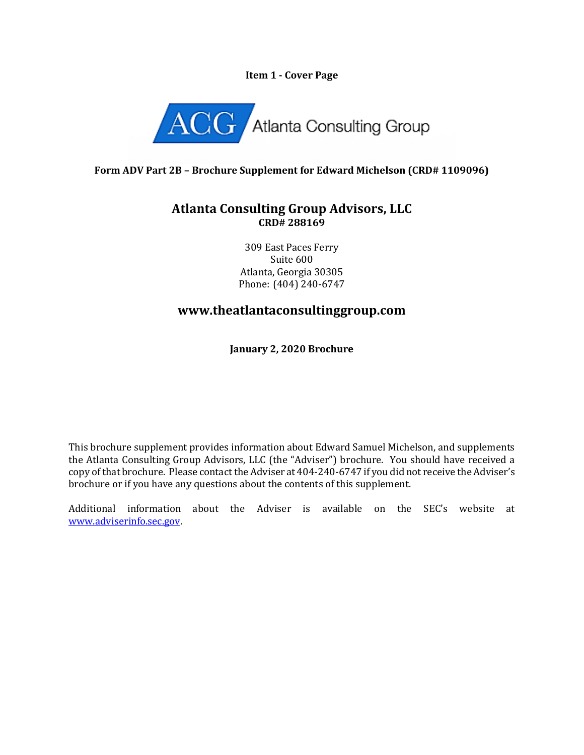**Item 1 - Cover Page**

ACG Atlanta Consulting Group

**Form ADV Part 2B – Brochure Supplement for Edward Michelson (CRD# 1109096)**

## Atlanta Consulting Group Advisors, LLC

**CRD# 288169**

309 East Paces Ferry
Suite 600
Atlanta, Georgia 30305
Phone: (404) 240-6747

## www.theatlantaconsultinggroup.com

**January 2, 2020 Brochure**

This brochure supplement provides information about Edward Samuel Michelson, and supplements the Atlanta Consulting Group Advisors, LLC (the "Adviser") brochure. You should have received a copy of that brochure. Please contact the Adviser at 404-240-6747 if you did not receive the Adviser's brochure or if you have any questions about the contents of this supplement.

Additional information about the Adviser is available on the SEC's website at www.adviserinfo.sec.gov.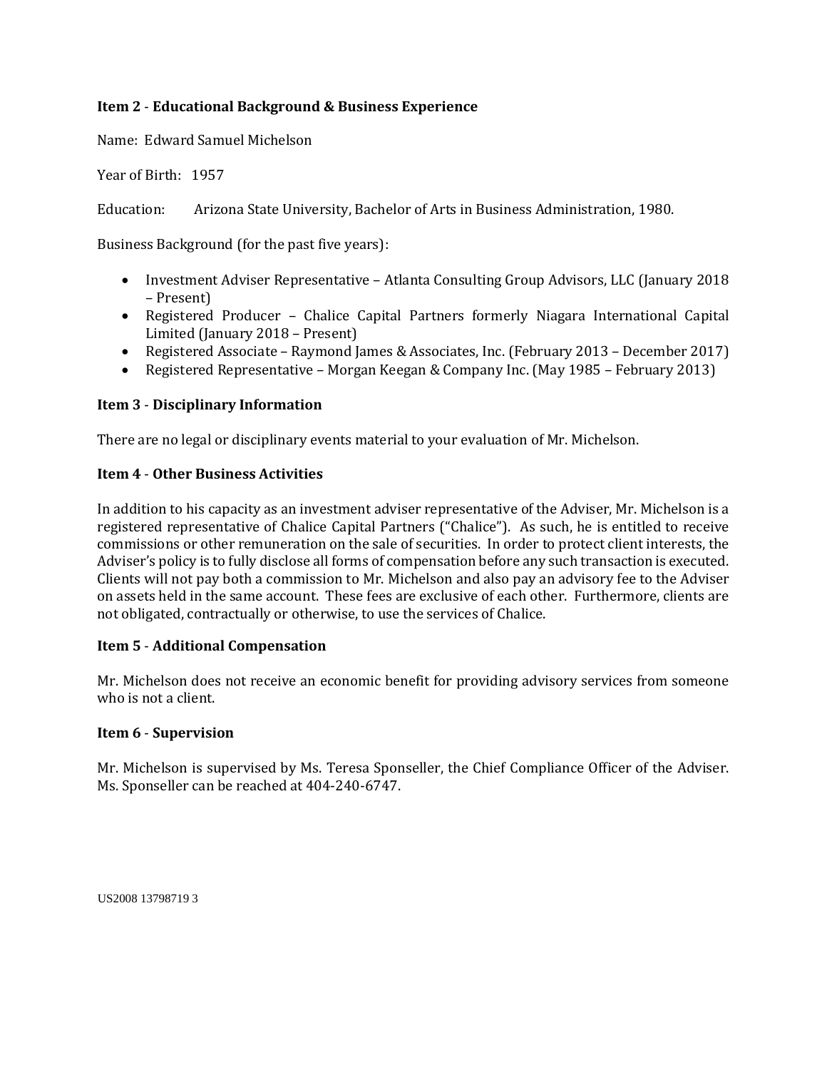## Item 2 - Educational Background & Business Experience

Name: Edward Samuel Michelson

Year of Birth: 1957

Education: Arizona State University, Bachelor of Arts in Business Administration, 1980.

Business Background (for the past five years):

- Investment Adviser Representative – Atlanta Consulting Group Advisors, LLC (January 2018 – Present)
- Registered Producer – Chalice Capital Partners formerly Niagara International Capital Limited (January 2018 – Present)
- Registered Associate – Raymond James & Associates, Inc. (February 2013 – December 2017)
- Registered Representative – Morgan Keegan & Company Inc. (May 1985 – February 2013)

## Item 3 - Disciplinary Information

There are no legal or disciplinary events material to your evaluation of Mr. Michelson.

## Item 4 - Other Business Activities

In addition to his capacity as an investment adviser representative of the Adviser, Mr. Michelson is a registered representative of Chalice Capital Partners ("Chalice"). As such, he is entitled to receive commissions or other remuneration on the sale of securities. In order to protect client interests, the Adviser's policy is to fully disclose all forms of compensation before any such transaction is executed. Clients will not pay both a commission to Mr. Michelson and also pay an advisory fee to the Adviser on assets held in the same account. These fees are exclusive of each other. Furthermore, clients are not obligated, contractually or otherwise, to use the services of Chalice.

## Item 5 - Additional Compensation

Mr. Michelson does not receive an economic benefit for providing advisory services from someone who is not a client.

## Item 6 - Supervision

Mr. Michelson is supervised by Ms. Teresa Sponseller, the Chief Compliance Officer of the Adviser. Ms. Sponseller can be reached at 404-240-6747.

US2008 13798719 3